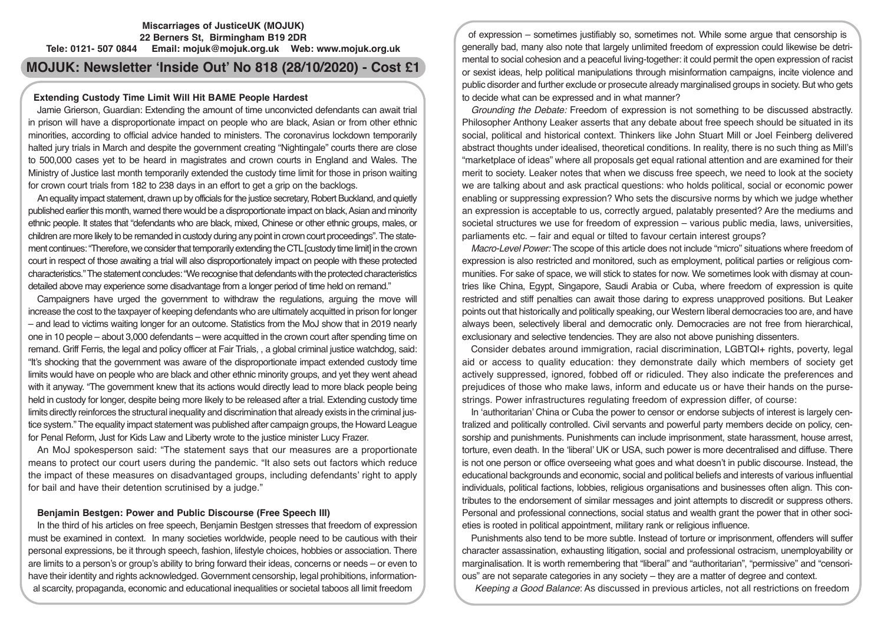**Miscarriages of JusticeUK (MOJUK)**
**22 Berners St, Birmingham B19 2DR**
**Tele: 0121- 507 0844 Email: mojuk@mojuk.org.uk Web: www.mojuk.org.uk**

# MOJUK: Newsletter 'Inside Out' No 818 (28/10/2020) - Cost £1

## Extending Custody Time Limit Will Hit BAME People Hardest

Jamie Grierson, Guardian: Extending the amount of time unconvicted defendants can await trial in prison will have a disproportionate impact on people who are black, Asian or from other ethnic minorities, according to official advice handed to ministers. The coronavirus lockdown temporarily halted jury trials in March and despite the government creating "Nightingale" courts there are close to 500,000 cases yet to be heard in magistrates and crown courts in England and Wales. The Ministry of Justice last month temporarily extended the custody time limit for those in prison waiting for crown court trials from 182 to 238 days in an effort to get a grip on the backlogs.

An equality impact statement, drawn up by officials for the justice secretary, Robert Buckland, and quietly published earlier this month, warned there would be a disproportionate impact on black, Asian and minority ethnic people. It states that "defendants who are black, mixed, Chinese or other ethnic groups, males, or children are more likely to be remanded in custody during any point in crown court proceedings". The statement continues: "Therefore, we consider that temporarily extending the CTL [custody time limit] in the crown court in respect of those awaiting a trial will also disproportionately impact on people with these protected characteristics." The statement concludes: "We recognise that defendants with the protected characteristics detailed above may experience some disadvantage from a longer period of time held on remand."

Campaigners have urged the government to withdraw the regulations, arguing the move will increase the cost to the taxpayer of keeping defendants who are ultimately acquitted in prison for longer – and lead to victims waiting longer for an outcome. Statistics from the MoJ show that in 2019 nearly one in 10 people – about 3,000 defendants – were acquitted in the crown court after spending time on remand. Griff Ferris, the legal and policy officer at Fair Trials, , a global criminal justice watchdog, said: "It's shocking that the government was aware of the disproportionate impact extended custody time limits would have on people who are black and other ethnic minority groups, and yet they went ahead with it anyway. "The government knew that its actions would directly lead to more black people being held in custody for longer, despite being more likely to be released after a trial. Extending custody time limits directly reinforces the structural inequality and discrimination that already exists in the criminal justice system." The equality impact statement was published after campaign groups, the Howard League for Penal Reform, Just for Kids Law and Liberty wrote to the justice minister Lucy Frazer.

An MoJ spokesperson said: "The statement says that our measures are a proportionate means to protect our court users during the pandemic. "It also sets out factors which reduce the impact of these measures on disadvantaged groups, including defendants' right to apply for bail and have their detention scrutinised by a judge."

## Benjamin Bestgen: Power and Public Discourse (Free Speech III)

In the third of his articles on free speech, Benjamin Bestgen stresses that freedom of expression must be examined in context. In many societies worldwide, people need to be cautious with their personal expressions, be it through speech, fashion, lifestyle choices, hobbies or association. There are limits to a person's or group's ability to bring forward their ideas, concerns or needs – or even to have their identity and rights acknowledged. Government censorship, legal prohibitions, informational scarcity, propaganda, economic and educational inequalities or societal taboos all limit freedom of expression – sometimes justifiably so, sometimes not. While some argue that censorship is generally bad, many also note that largely unlimited freedom of expression could likewise be detrimental to social cohesion and a peaceful living-together: it could permit the open expression of racist or sexist ideas, help political manipulations through misinformation campaigns, incite violence and public disorder and further exclude or prosecute already marginalised groups in society. But who gets to decide what can be expressed and in what manner?

*Grounding the Debate:* Freedom of expression is not something to be discussed abstractly. Philosopher Anthony Leaker asserts that any debate about free speech should be situated in its social, political and historical context. Thinkers like John Stuart Mill or Joel Feinberg delivered abstract thoughts under idealised, theoretical conditions. In reality, there is no such thing as Mill's "marketplace of ideas" where all proposals get equal rational attention and are examined for their merit to society. Leaker notes that when we discuss free speech, we need to look at the society we are talking about and ask practical questions: who holds political, social or economic power enabling or suppressing expression? Who sets the discursive norms by which we judge whether an expression is acceptable to us, correctly argued, palatably presented? Are the mediums and societal structures we use for freedom of expression – various public media, laws, universities, parliaments etc. – fair and equal or tilted to favour certain interest groups?

*Macro-Level Power:* The scope of this article does not include "micro" situations where freedom of expression is also restricted and monitored, such as employment, political parties or religious communities. For sake of space, we will stick to states for now. We sometimes look with dismay at countries like China, Egypt, Singapore, Saudi Arabia or Cuba, where freedom of expression is quite restricted and stiff penalties can await those daring to express unapproved positions. But Leaker points out that historically and politically speaking, our Western liberal democracies too are, and have always been, selectively liberal and democratic only. Democracies are not free from hierarchical, exclusionary and selective tendencies. They are also not above punishing dissenters.

Consider debates around immigration, racial discrimination, LGBTQI+ rights, poverty, legal aid or access to quality education: they demonstrate daily which members of society get actively suppressed, ignored, fobbed off or ridiculed. They also indicate the preferences and prejudices of those who make laws, inform and educate us or have their hands on the pursestrings. Power infrastructures regulating freedom of expression differ, of course:

In 'authoritarian' China or Cuba the power to censor or endorse subjects of interest is largely centralized and politically controlled. Civil servants and powerful party members decide on policy, censorship and punishments. Punishments can include imprisonment, state harassment, house arrest, torture, even death. In the 'liberal' UK or USA, such power is more decentralised and diffuse. There is not one person or office overseeing what goes and what doesn't in public discourse. Instead, the educational backgrounds and economic, social and political beliefs and interests of various influential individuals, political factions, lobbies, religious organisations and businesses often align. This contributes to the endorsement of similar messages and joint attempts to discredit or suppress others. Personal and professional connections, social status and wealth grant the power that in other societies is rooted in political appointment, military rank or religious influence.

Punishments also tend to be more subtle. Instead of torture or imprisonment, offenders will suffer character assassination, exhausting litigation, social and professional ostracism, unemployability or marginalisation. It is worth remembering that "liberal" and "authoritarian", "permissive" and "censorious" are not separate categories in any society – they are a matter of degree and context.

*Keeping a Good Balance*: As discussed in previous articles, not all restrictions on freedom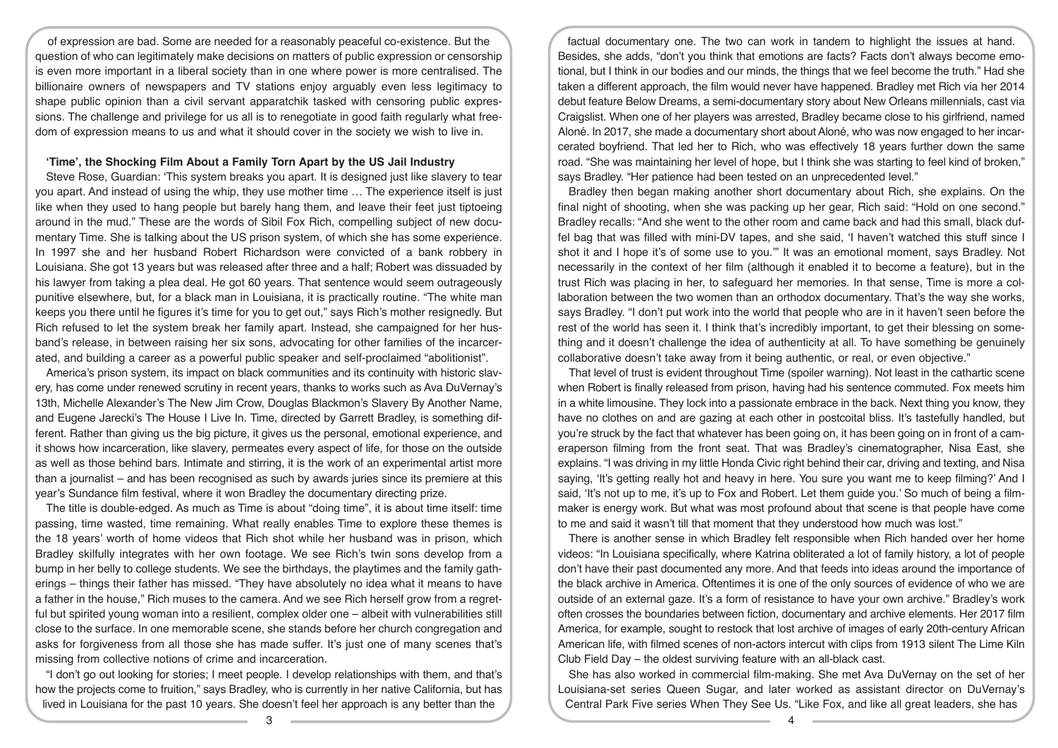of expression are bad. Some are needed for a reasonably peaceful co-existence. But the question of who can legitimately make decisions on matters of public expression or censorship is even more important in a liberal society than in one where power is more centralised. The billionaire owners of newspapers and TV stations enjoy arguably even less legitimacy to shape public opinion than a civil servant apparatchik tasked with censoring public expressions. The challenge and privilege for us all is to renegotiate in good faith regularly what freedom of expression means to us and what it should cover in the society we wish to live in.

### 'Time', the Shocking Film About a Family Torn Apart by the US Jail Industry

Steve Rose, Guardian: 'This system breaks you apart. It is designed just like slavery to tear you apart. And instead of using the whip, they use mother time … The experience itself is just like when they used to hang people but barely hang them, and leave their feet just tiptoeing around in the mud." These are the words of Sibil Fox Rich, compelling subject of new documentary Time. She is talking about the US prison system, of which she has some experience. In 1997 she and her husband Robert Richardson were convicted of a bank robbery in Louisiana. She got 13 years but was released after three and a half; Robert was dissuaded by his lawyer from taking a plea deal. He got 60 years. That sentence would seem outrageously punitive elsewhere, but, for a black man in Louisiana, it is practically routine. "The white man keeps you there until he figures it's time for you to get out," says Rich's mother resignedly. But Rich refused to let the system break her family apart. Instead, she campaigned for her husband's release, in between raising her six sons, advocating for other families of the incarcerated, and building a career as a powerful public speaker and self-proclaimed "abolitionist".

America's prison system, its impact on black communities and its continuity with historic slavery, has come under renewed scrutiny in recent years, thanks to works such as Ava DuVernay's 13th, Michelle Alexander's The New Jim Crow, Douglas Blackmon's Slavery By Another Name, and Eugene Jarecki's The House I Live In. Time, directed by Garrett Bradley, is something different. Rather than giving us the big picture, it gives us the personal, emotional experience, and it shows how incarceration, like slavery, permeates every aspect of life, for those on the outside as well as those behind bars. Intimate and stirring, it is the work of an experimental artist more than a journalist – and has been recognised as such by awards juries since its premiere at this year's Sundance film festival, where it won Bradley the documentary directing prize.

The title is double-edged. As much as Time is about "doing time", it is about time itself: time passing, time wasted, time remaining. What really enables Time to explore these themes is the 18 years' worth of home videos that Rich shot while her husband was in prison, which Bradley skilfully integrates with her own footage. We see Rich's twin sons develop from a bump in her belly to college students. We see the birthdays, the playtimes and the family gatherings – things their father has missed. "They have absolutely no idea what it means to have a father in the house," Rich muses to the camera. And we see Rich herself grow from a regretful but spirited young woman into a resilient, complex older one – albeit with vulnerabilities still close to the surface. In one memorable scene, she stands before her church congregation and asks for forgiveness from all those she has made suffer. It's just one of many scenes that's missing from collective notions of crime and incarceration.

"I don't go out looking for stories; I meet people. I develop relationships with them, and that's how the projects come to fruition," says Bradley, who is currently in her native California, but has lived in Louisiana for the past 10 years. She doesn't feel her approach is any better than the factual documentary one. The two can work in tandem to highlight the issues at hand. Besides, she adds, "don't you think that emotions are facts? Facts don't always become emotional, but I think in our bodies and our minds, the things that we feel become the truth." Had she taken a different approach, the film would never have happened. Bradley met Rich via her 2014 debut feature Below Dreams, a semi-documentary story about New Orleans millennials, cast via Craigslist. When one of her players was arrested, Bradley became close to his girlfriend, named Aloné. In 2017, she made a documentary short about Aloné, who was now engaged to her incarcerated boyfriend. That led her to Rich, who was effectively 18 years further down the same road. "She was maintaining her level of hope, but I think she was starting to feel kind of broken," says Bradley. "Her patience had been tested on an unprecedented level."

Bradley then began making another short documentary about Rich, she explains. On the final night of shooting, when she was packing up her gear, Rich said: "Hold on one second." Bradley recalls: "And she went to the other room and came back and had this small, black duffel bag that was filled with mini-DV tapes, and she said, 'I haven't watched this stuff since I shot it and I hope it's of some use to you.'" It was an emotional moment, says Bradley. Not necessarily in the context of her film (although it enabled it to become a feature), but in the trust Rich was placing in her, to safeguard her memories. In that sense, Time is more a collaboration between the two women than an orthodox documentary. That's the way she works, says Bradley. "I don't put work into the world that people who are in it haven't seen before the rest of the world has seen it. I think that's incredibly important, to get their blessing on something and it doesn't challenge the idea of authenticity at all. To have something be genuinely collaborative doesn't take away from it being authentic, or real, or even objective."

That level of trust is evident throughout Time (spoiler warning). Not least in the cathartic scene when Robert is finally released from prison, having had his sentence commuted. Fox meets him in a white limousine. They lock into a passionate embrace in the back. Next thing you know, they have no clothes on and are gazing at each other in postcoital bliss. It's tastefully handled, but you're struck by the fact that whatever has been going on, it has been going on in front of a camerаperson filming from the front seat. That was Bradley's cinematographer, Nisa East, she explains. "I was driving in my little Honda Civic right behind their car, driving and texting, and Nisa saying, 'It's getting really hot and heavy in here. You sure you want me to keep filming?' And I said, 'It's not up to me, it's up to Fox and Robert. Let them guide you.' So much of being a filmmaker is energy work. But what was most profound about that scene is that people have come to me and said it wasn't till that moment that they understood how much was lost."

There is another sense in which Bradley felt responsible when Rich handed over her home videos: "In Louisiana specifically, where Katrina obliterated a lot of family history, a lot of people don't have their past documented any more. And that feeds into ideas around the importance of the black archive in America. Oftentimes it is one of the only sources of evidence of who we are outside of an external gaze. It's a form of resistance to have your own archive." Bradley's work often crosses the boundaries between fiction, documentary and archive elements. Her 2017 film America, for example, sought to restock that lost archive of images of early 20th-century African American life, with filmed scenes of non-actors intercut with clips from 1913 silent The Lime Kiln Club Field Day – the oldest surviving feature with an all-black cast.

She has also worked in commercial film-making. She met Ava DuVernay on the set of her Louisiana-set series Queen Sugar, and later worked as assistant director on DuVernay's Central Park Five series When They See Us. "Like Fox, and like all great leaders, she has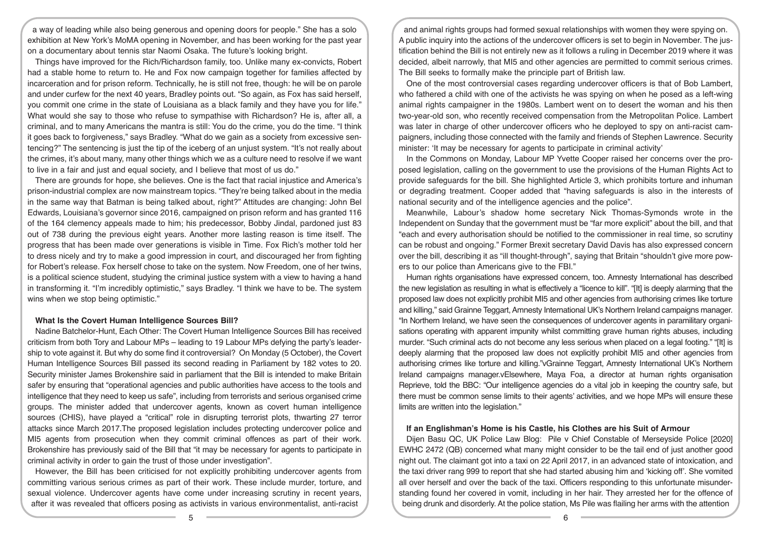a way of leading while also being generous and opening doors for people." She has a solo exhibition at New York's MoMA opening in November, and has been working for the past year on a documentary about tennis star Naomi Osaka. The future's looking bright.

Things have improved for the Rich/Richardson family, too. Unlike many ex-convicts, Robert had a stable home to return to. He and Fox now campaign together for families affected by incarceration and for prison reform. Technically, he is still not free, though: he will be on parole and under curfew for the next 40 years, Bradley points out. "So again, as Fox has said herself, you commit one crime in the state of Louisiana as a black family and they have you for life." What would she say to those who refuse to sympathise with Richardson? He is, after all, a criminal, and to many Americans the mantra is still: You do the crime, you do the time. "I think it goes back to forgiveness," says Bradley. "What do we gain as a society from excessive sentencing?" The sentencing is just the tip of the iceberg of an unjust system. "It's not really about the crimes, it's about many, many other things which we as a culture need to resolve if we want to live in a fair and just and equal society, and I believe that most of us do."

There are grounds for hope, she believes. One is the fact that racial injustice and America's prison-industrial complex are now mainstream topics. "They're being talked about in the media in the same way that Batman is being talked about, right?" Attitudes are changing: John Bel Edwards, Louisiana's governor since 2016, campaigned on prison reform and has granted 116 of the 164 clemency appeals made to him; his predecessor, Bobby Jindal, pardoned just 83 out of 738 during the previous eight years. Another more lasting reason is time itself. The progress that has been made over generations is visible in Time. Fox Rich's mother told her to dress nicely and try to make a good impression in court, and discouraged her from fighting for Robert's release. Fox herself chose to take on the system. Now Freedom, one of her twins, is a political science student, studying the criminal justice system with a view to having a hand in transforming it. "I'm incredibly optimistic," says Bradley. "I think we have to be. The system wins when we stop being optimistic."

### What Is the Covert Human Intelligence Sources Bill?

Nadine Batchelor-Hunt, Each Other: The Covert Human Intelligence Sources Bill has received criticism from both Tory and Labour MPs – leading to 19 Labour MPs defying the party's leadership to vote against it. But why do some find it controversial? On Monday (5 October), the Covert Human Intelligence Sources Bill passed its second reading in Parliament by 182 votes to 20. Security minister James Brokenshire said in parliament that the Bill is intended to make Britain safer by ensuring that "operational agencies and public authorities have access to the tools and intelligence that they need to keep us safe", including from terrorists and serious organised crime groups. The minister added that undercover agents, known as covert human intelligence sources (CHIS), have played a "critical" role in disrupting terrorist plots, thwarting 27 terror attacks since March 2017.The proposed legislation includes protecting undercover police and MI5 agents from prosecution when they commit criminal offences as part of their work. Brokenshire has previously said of the Bill that "it may be necessary for agents to participate in criminal activity in order to gain the trust of those under investigation".

However, the Bill has been criticised for not explicitly prohibiting undercover agents from committing various serious crimes as part of their work. These include murder, torture, and sexual violence. Undercover agents have come under increasing scrutiny in recent years, after it was revealed that officers posing as activists in various environmentalist, anti-racist and animal rights groups had formed sexual relationships with women they were spying on. A public inquiry into the actions of the undercover officers is set to begin in November. The justification behind the Bill is not entirely new as it follows a ruling in December 2019 where it was decided, albeit narrowly, that MI5 and other agencies are permitted to commit serious crimes. The Bill seeks to formally make the principle part of British law.

One of the most controversial cases regarding undercover officers is that of Bob Lambert, who fathered a child with one of the activists he was spying on when he posed as a left-wing animal rights campaigner in the 1980s. Lambert went on to desert the woman and his then two-year-old son, who recently received compensation from the Metropolitan Police. Lambert was later in charge of other undercover officers who he deployed to spy on anti-racist campaigners, including those connected with the family and friends of Stephen Lawrence. Security minister: 'It may be necessary for agents to participate in criminal activity'

In the Commons on Monday, Labour MP Yvette Cooper raised her concerns over the proposed legislation, calling on the government to use the provisions of the Human Rights Act to provide safeguards for the bill. She highlighted Article 3, which prohibits torture and inhuman or degrading treatment. Cooper added that "having safeguards is also in the interests of national security and of the intelligence agencies and the police".

Meanwhile, Labour's shadow home secretary Nick Thomas-Symonds wrote in the Independent on Sunday that the government must be "far more explicit" about the bill, and that "each and every authorisation should be notified to the commissioner in real time, so scrutiny can be robust and ongoing." Former Brexit secretary David Davis has also expressed concern over the bill, describing it as "ill thought-through", saying that Britain "shouldn't give more powers to our police than Americans give to the FBI."

Human rights organisations have expressed concern, too. Amnesty International has described the new legislation as resulting in what is effectively a "licence to kill". "[It] is deeply alarming that the proposed law does not explicitly prohibit MI5 and other agencies from authorising crimes like torture and killing," said Grainne Teggart, Amnesty International UK's Northern Ireland campaigns manager. "In Northern Ireland, we have seen the consequences of undercover agents in paramilitary organisations operating with apparent impunity whilst committing grave human rights abuses, including murder. "Such criminal acts do not become any less serious when placed on a legal footing." "[It] is deeply alarming that the proposed law does not explicitly prohibit MI5 and other agencies from authorising crimes like torture and killing."vGrainne Teggart, Amnesty International UK's Northern Ireland campaigns manager.vElsewhere, Maya Foa, a director at human rights organisation Reprieve, told the BBC: "Our intelligence agencies do a vital job in keeping the country safe, but there must be common sense limits to their agents' activities, and we hope MPs will ensure these limits are written into the legislation."

### If an Englishman's Home is his Castle, his Clothes are his Suit of Armour

Dijen Basu QC, UK Police Law Blog: Pile v Chief Constable of Merseyside Police [2020] EWHC 2472 (QB) concerned what many might consider to be the tail end of just another good night out. The claimant got into a taxi on 22 April 2017, in an advanced state of intoxication, and the taxi driver rang 999 to report that she had started abusing him and 'kicking off'. She vomited all over herself and over the back of the taxi. Officers responding to this unfortunate misunderstanding found her covered in vomit, including in her hair. They arrested her for the offence of being drunk and disorderly. At the police station, Ms Pile was flailing her arms with the attention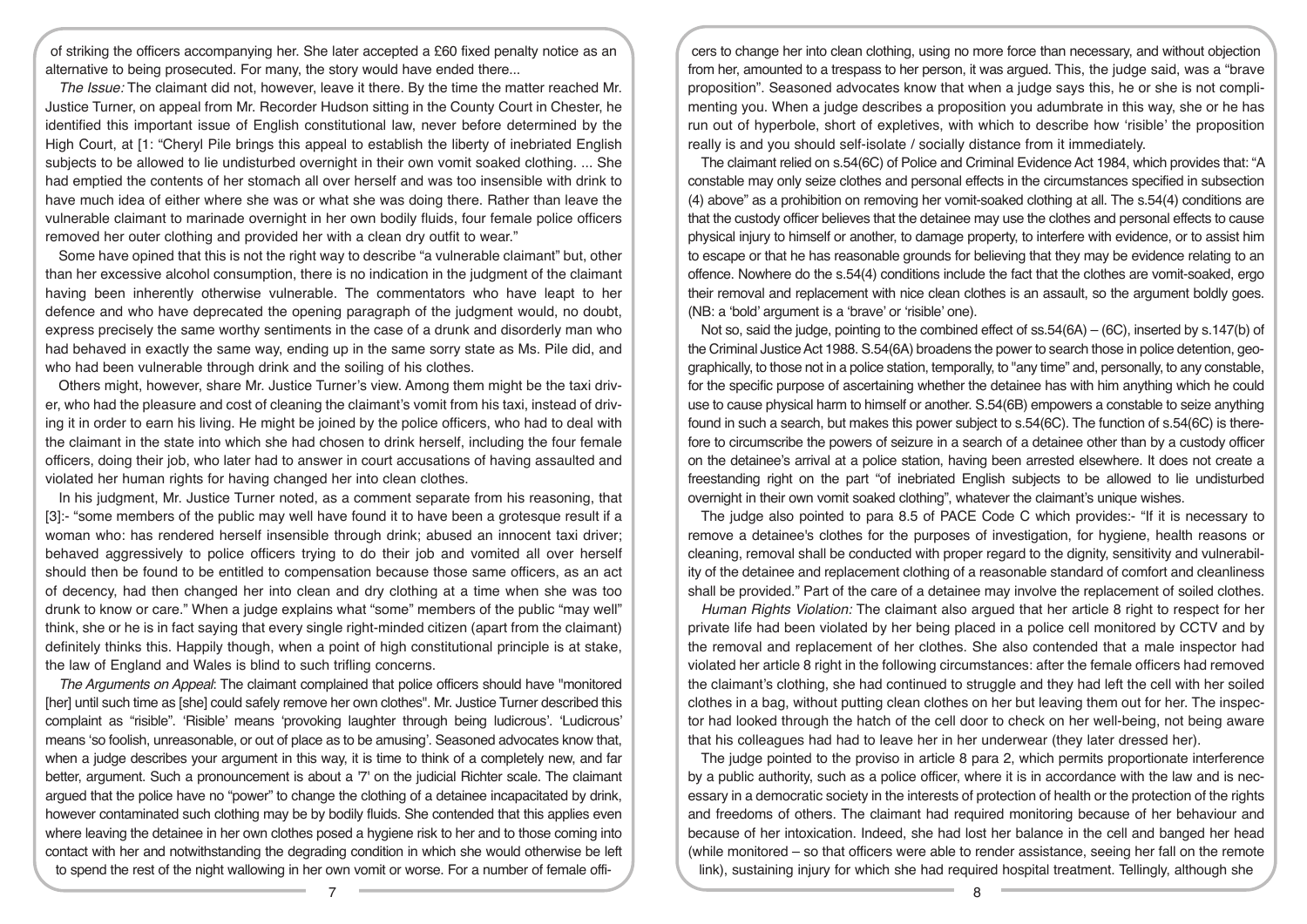of striking the officers accompanying her. She later accepted a £60 fixed penalty notice as an alternative to being prosecuted. For many, the story would have ended there...

*The Issue:* The claimant did not, however, leave it there. By the time the matter reached Mr. Justice Turner, on appeal from Mr. Recorder Hudson sitting in the County Court in Chester, he identified this important issue of English constitutional law, never before determined by the High Court, at [1: "Cheryl Pile brings this appeal to establish the liberty of inebriated English subjects to be allowed to lie undisturbed overnight in their own vomit soaked clothing. ... She had emptied the contents of her stomach all over herself and was too insensible with drink to have much idea of either where she was or what she was doing there. Rather than leave the vulnerable claimant to marinade overnight in her own bodily fluids, four female police officers removed her outer clothing and provided her with a clean dry outfit to wear."

Some have opined that this is not the right way to describe "a vulnerable claimant" but, other than her excessive alcohol consumption, there is no indication in the judgment of the claimant having been inherently otherwise vulnerable. The commentators who have leapt to her defence and who have deprecated the opening paragraph of the judgment would, no doubt, express precisely the same worthy sentiments in the case of a drunk and disorderly man who had behaved in exactly the same way, ending up in the same sorry state as Ms. Pile did, and who had been vulnerable through drink and the soiling of his clothes.

Others might, however, share Mr. Justice Turner's view. Among them might be the taxi driver, who had the pleasure and cost of cleaning the claimant's vomit from his taxi, instead of driving it in order to earn his living. He might be joined by the police officers, who had to deal with the claimant in the state into which she had chosen to drink herself, including the four female officers, doing their job, who later had to answer in court accusations of having assaulted and violated her human rights for having changed her into clean clothes.

In his judgment, Mr. Justice Turner noted, as a comment separate from his reasoning, that [3]:- "some members of the public may well have found it to have been a grotesque result if a woman who: has rendered herself insensible through drink; abused an innocent taxi driver; behaved aggressively to police officers trying to do their job and vomited all over herself should then be found to be entitled to compensation because those same officers, as an act of decency, had then changed her into clean and dry clothing at a time when she was too drunk to know or care." When a judge explains what "some" members of the public "may well" think, she or he is in fact saying that every single right-minded citizen (apart from the claimant) definitely thinks this. Happily though, when a point of high constitutional principle is at stake, the law of England and Wales is blind to such trifling concerns.

*The Arguments on Appeal*: The claimant complained that police officers should have "monitored [her] until such time as [she] could safely remove her own clothes". Mr. Justice Turner described this complaint as "risible". 'Risible' means 'provoking laughter through being ludicrous'. 'Ludicrous' means 'so foolish, unreasonable, or out of place as to be amusing'. Seasoned advocates know that, when a judge describes your argument in this way, it is time to think of a completely new, and far better, argument. Such a pronouncement is about a '7' on the judicial Richter scale. The claimant argued that the police have no "power" to change the clothing of a detainee incapacitated by drink, however contaminated such clothing may be by bodily fluids. She contended that this applies even where leaving the detainee in her own clothes posed a hygiene risk to her and to those coming into contact with her and notwithstanding the degrading condition in which she would otherwise be left to spend the rest of the night wallowing in her own vomit or worse. For a number of female officers to change her into clean clothing, using no more force than necessary, and without objection from her, amounted to a trespass to her person, it was argued. This, the judge said, was a "brave proposition". Seasoned advocates know that when a judge says this, he or she is not complimenting you. When a judge describes a proposition you adumbrate in this way, she or he has run out of hyperbole, short of expletives, with which to describe how 'risible' the proposition really is and you should self-isolate / socially distance from it immediately.

The claimant relied on s.54(6C) of Police and Criminal Evidence Act 1984, which provides that: "A constable may only seize clothes and personal effects in the circumstances specified in subsection (4) above" as a prohibition on removing her vomit-soaked clothing at all. The s.54(4) conditions are that the custody officer believes that the detainee may use the clothes and personal effects to cause physical injury to himself or another, to damage property, to interfere with evidence, or to assist him to escape or that he has reasonable grounds for believing that they may be evidence relating to an offence. Nowhere do the s.54(4) conditions include the fact that the clothes are vomit-soaked, ergo their removal and replacement with nice clean clothes is an assault, so the argument boldly goes. (NB: a 'bold' argument is a 'brave' or 'risible' one).

Not so, said the judge, pointing to the combined effect of ss.54(6A) – (6C), inserted by s.147(b) of the Criminal Justice Act 1988. S.54(6A) broadens the power to search those in police detention, geographically, to those not in a police station, temporally, to "any time" and, personally, to any constable, for the specific purpose of ascertaining whether the detainee has with him anything which he could use to cause physical harm to himself or another. S.54(6B) empowers a constable to seize anything found in such a search, but makes this power subject to s.54(6C). The function of s.54(6C) is therefore to circumscribe the powers of seizure in a search of a detainee other than by a custody officer on the detainee's arrival at a police station, having been arrested elsewhere. It does not create a freestanding right on the part "of inebriated English subjects to be allowed to lie undisturbed overnight in their own vomit soaked clothing", whatever the claimant's unique wishes.

The judge also pointed to para 8.5 of PACE Code C which provides:- "If it is necessary to remove a detainee's clothes for the purposes of investigation, for hygiene, health reasons or cleaning, removal shall be conducted with proper regard to the dignity, sensitivity and vulnerability of the detainee and replacement clothing of a reasonable standard of comfort and cleanliness shall be provided." Part of the care of a detainee may involve the replacement of soiled clothes.

*Human Rights Violation:* The claimant also argued that her article 8 right to respect for her private life had been violated by her being placed in a police cell monitored by CCTV and by the removal and replacement of her clothes. She also contended that a male inspector had violated her article 8 right in the following circumstances: after the female officers had removed the claimant's clothing, she had continued to struggle and they had left the cell with her soiled clothes in a bag, without putting clean clothes on her but leaving them out for her. The inspector had looked through the hatch of the cell door to check on her well-being, not being aware that his colleagues had had to leave her in her underwear (they later dressed her).

The judge pointed to the proviso in article 8 para 2, which permits proportionate interference by a public authority, such as a police officer, where it is in accordance with the law and is necessary in a democratic society in the interests of protection of health or the protection of the rights and freedoms of others. The claimant had required monitoring because of her behaviour and because of her intoxication. Indeed, she had lost her balance in the cell and banged her head (while monitored – so that officers were able to render assistance, seeing her fall on the remote link), sustaining injury for which she had required hospital treatment. Tellingly, although she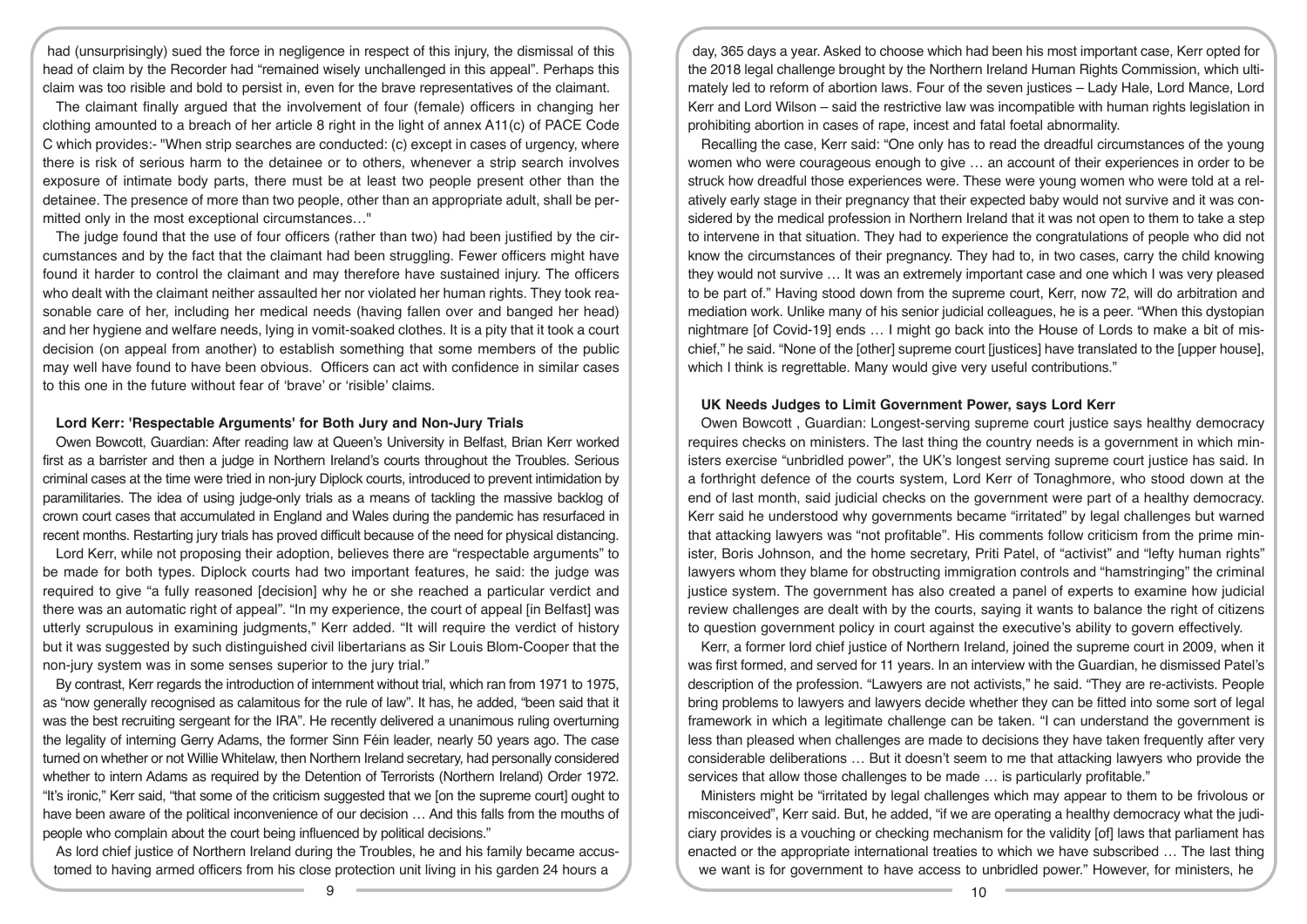had (unsurprisingly) sued the force in negligence in respect of this injury, the dismissal of this head of claim by the Recorder had "remained wisely unchallenged in this appeal". Perhaps this claim was too risible and bold to persist in, even for the brave representatives of the claimant.

The claimant finally argued that the involvement of four (female) officers in changing her clothing amounted to a breach of her article 8 right in the light of annex A11(c) of PACE Code C which provides:- "When strip searches are conducted: (c) except in cases of urgency, where there is risk of serious harm to the detainee or to others, whenever a strip search involves exposure of intimate body parts, there must be at least two people present other than the detainee. The presence of more than two people, other than an appropriate adult, shall be permitted only in the most exceptional circumstances…"

The judge found that the use of four officers (rather than two) had been justified by the circumstances and by the fact that the claimant had been struggling. Fewer officers might have found it harder to control the claimant and may therefore have sustained injury. The officers who dealt with the claimant neither assaulted her nor violated her human rights. They took reasonable care of her, including her medical needs (having fallen over and banged her head) and her hygiene and welfare needs, lying in vomit-soaked clothes. It is a pity that it took a court decision (on appeal from another) to establish something that some members of the public may well have found to have been obvious. Officers can act with confidence in similar cases to this one in the future without fear of 'brave' or 'risible' claims.

### Lord Kerr: 'Respectable Arguments' for Both Jury and Non-Jury Trials

Owen Bowcott, Guardian: After reading law at Queen's University in Belfast, Brian Kerr worked first as a barrister and then a judge in Northern Ireland's courts throughout the Troubles. Serious criminal cases at the time were tried in non-jury Diplock courts, introduced to prevent intimidation by paramilitaries. The idea of using judge-only trials as a means of tackling the massive backlog of crown court cases that accumulated in England and Wales during the pandemic has resurfaced in recent months. Restarting jury trials has proved difficult because of the need for physical distancing.

Lord Kerr, while not proposing their adoption, believes there are "respectable arguments" to be made for both types. Diplock courts had two important features, he said: the judge was required to give "a fully reasoned [decision] why he or she reached a particular verdict and there was an automatic right of appeal". "In my experience, the court of appeal [in Belfast] was utterly scrupulous in examining judgments," Kerr added. "It will require the verdict of history but it was suggested by such distinguished civil libertarians as Sir Louis Blom-Cooper that the non-jury system was in some senses superior to the jury trial."

By contrast, Kerr regards the introduction of internment without trial, which ran from 1971 to 1975, as "now generally recognised as calamitous for the rule of law". It has, he added, "been said that it was the best recruiting sergeant for the IRA". He recently delivered a unanimous ruling overturning the legality of interning Gerry Adams, the former Sinn Féin leader, nearly 50 years ago. The case turned on whether or not Willie Whitelaw, then Northern Ireland secretary, had personally considered whether to intern Adams as required by the Detention of Terrorists (Northern Ireland) Order 1972. "It's ironic," Kerr said, "that some of the criticism suggested that we [on the supreme court] ought to have been aware of the political inconvenience of our decision … And this falls from the mouths of people who complain about the court being influenced by political decisions."

As lord chief justice of Northern Ireland during the Troubles, he and his family became accustomed to having armed officers from his close protection unit living in his garden 24 hours a day, 365 days a year. Asked to choose which had been his most important case, Kerr opted for the 2018 legal challenge brought by the Northern Ireland Human Rights Commission, which ultimately led to reform of abortion laws. Four of the seven justices – Lady Hale, Lord Mance, Lord Kerr and Lord Wilson – said the restrictive law was incompatible with human rights legislation in prohibiting abortion in cases of rape, incest and fatal foetal abnormality.

Recalling the case, Kerr said: "One only has to read the dreadful circumstances of the young women who were courageous enough to give … an account of their experiences in order to be struck how dreadful those experiences were. These were young women who were told at a relatively early stage in their pregnancy that their expected baby would not survive and it was considered by the medical profession in Northern Ireland that it was not open to them to take a step to intervene in that situation. They had to experience the congratulations of people who did not know the circumstances of their pregnancy. They had to, in two cases, carry the child knowing they would not survive … It was an extremely important case and one which I was very pleased to be part of." Having stood down from the supreme court, Kerr, now 72, will do arbitration and mediation work. Unlike many of his senior judicial colleagues, he is a peer. "When this dystopian nightmare [of Covid-19] ends … I might go back into the House of Lords to make a bit of mischief," he said. "None of the [other] supreme court [justices] have translated to the [upper house], which I think is regrettable. Many would give very useful contributions."

### UK Needs Judges to Limit Government Power, says Lord Kerr

Owen Bowcott , Guardian: Longest-serving supreme court justice says healthy democracy requires checks on ministers. The last thing the country needs is a government in which ministers exercise "unbridled power", the UK's longest serving supreme court justice has said. In a forthright defence of the courts system, Lord Kerr of Tonaghmore, who stood down at the end of last month, said judicial checks on the government were part of a healthy democracy. Kerr said he understood why governments became "irritated" by legal challenges but warned that attacking lawyers was "not profitable". His comments follow criticism from the prime minister, Boris Johnson, and the home secretary, Priti Patel, of "activist" and "lefty human rights" lawyers whom they blame for obstructing immigration controls and "hamstringing" the criminal justice system. The government has also created a panel of experts to examine how judicial review challenges are dealt with by the courts, saying it wants to balance the right of citizens to question government policy in court against the executive's ability to govern effectively.

Kerr, a former lord chief justice of Northern Ireland, joined the supreme court in 2009, when it was first formed, and served for 11 years. In an interview with the Guardian, he dismissed Patel's description of the profession. "Lawyers are not activists," he said. "They are re-activists. People bring problems to lawyers and lawyers decide whether they can be fitted into some sort of legal framework in which a legitimate challenge can be taken. "I can understand the government is less than pleased when challenges are made to decisions they have taken frequently after very considerable deliberations … But it doesn't seem to me that attacking lawyers who provide the services that allow those challenges to be made … is particularly profitable."

Ministers might be "irritated by legal challenges which may appear to them to be frivolous or misconceived", Kerr said. But, he added, "if we are operating a healthy democracy what the judiciary provides is a vouching or checking mechanism for the validity [of] laws that parliament has enacted or the appropriate international treaties to which we have subscribed … The last thing we want is for government to have access to unbridled power." However, for ministers, he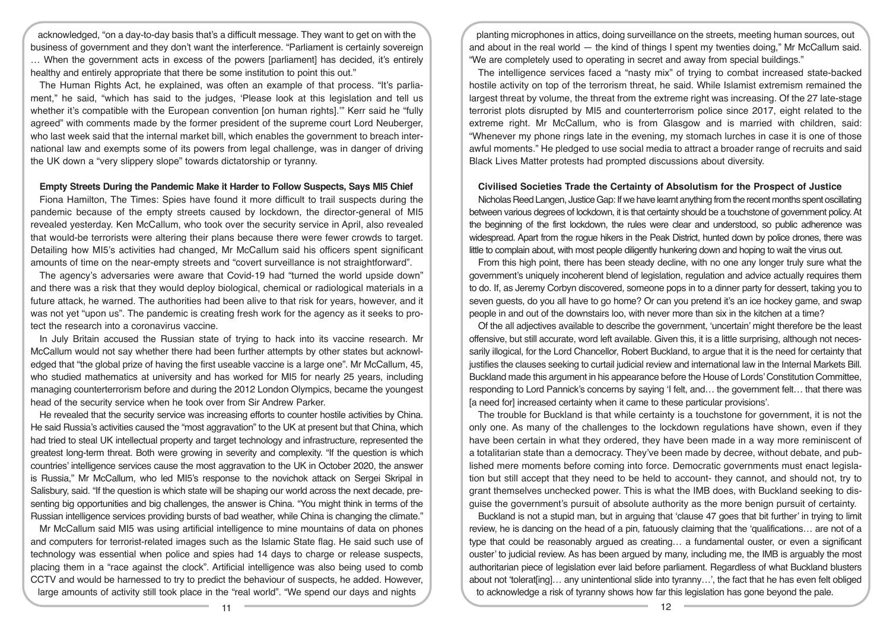acknowledged, "on a day-to-day basis that's a difficult message. They want to get on with the business of government and they don't want the interference. "Parliament is certainly sovereign … When the government acts in excess of the powers [parliament] has decided, it's entirely healthy and entirely appropriate that there be some institution to point this out."

The Human Rights Act, he explained, was often an example of that process. "It's parliament," he said, "which has said to the judges, 'Please look at this legislation and tell us whether it's compatible with the European convention [on human rights].'" Kerr said he "fully agreed" with comments made by the former president of the supreme court Lord Neuberger, who last week said that the internal market bill, which enables the government to breach international law and exempts some of its powers from legal challenge, was in danger of driving the UK down a "very slippery slope" towards dictatorship or tyranny.

**Empty Streets During the Pandemic Make it Harder to Follow Suspects, Says MI5 Chief**

Fiona Hamilton, The Times: Spies have found it more difficult to trail suspects during the pandemic because of the empty streets caused by lockdown, the director-general of MI5 revealed yesterday. Ken McCallum, who took over the security service in April, also revealed that would-be terrorists were altering their plans because there were fewer crowds to target. Detailing how MI5's activities had changed, Mr McCallum said his officers spent significant amounts of time on the near-empty streets and "covert surveillance is not straightforward".

The agency's adversaries were aware that Covid-19 had "turned the world upside down" and there was a risk that they would deploy biological, chemical or radiological materials in a future attack, he warned. The authorities had been alive to that risk for years, however, and it was not yet "upon us". The pandemic is creating fresh work for the agency as it seeks to protect the research into a coronavirus vaccine.

In July Britain accused the Russian state of trying to hack into its vaccine research. Mr McCallum would not say whether there had been further attempts by other states but acknowledged that "the global prize of having the first useable vaccine is a large one". Mr McCallum, 45, who studied mathematics at university and has worked for MI5 for nearly 25 years, including managing counterterrorism before and during the 2012 London Olympics, became the youngest head of the security service when he took over from Sir Andrew Parker.

He revealed that the security service was increasing efforts to counter hostile activities by China. He said Russia's activities caused the "most aggravation" to the UK at present but that China, which had tried to steal UK intellectual property and target technology and infrastructure, represented the greatest long-term threat. Both were growing in severity and complexity. "If the question is which countries' intelligence services cause the most aggravation to the UK in October 2020, the answer is Russia," Mr McCallum, who led MI5's response to the novichok attack on Sergei Skripal in Salisbury, said. "If the question is which state will be shaping our world across the next decade, presenting big opportunities and big challenges, the answer is China. "You might think in terms of the Russian intelligence services providing bursts of bad weather, while China is changing the climate."

Mr McCallum said MI5 was using artificial intelligence to mine mountains of data on phones and computers for terrorist-related images such as the Islamic State flag. He said such use of technology was essential when police and spies had 14 days to charge or release suspects, placing them in a "race against the clock". Artificial intelligence was also being used to comb CCTV and would be harnessed to try to predict the behaviour of suspects, he added. However, large amounts of activity still took place in the "real world". "We spend our days and nights planting microphones in attics, doing surveillance on the streets, meeting human sources, out and about in the real world — the kind of things I spent my twenties doing," Mr McCallum said. "We are completely used to operating in secret and away from special buildings."

The intelligence services faced a "nasty mix" of trying to combat increased state-backed hostile activity on top of the terrorism threat, he said. While Islamist extremism remained the largest threat by volume, the threat from the extreme right was increasing. Of the 27 late-stage terrorist plots disrupted by MI5 and counterterrorism police since 2017, eight related to the extreme right. Mr McCallum, who is from Glasgow and is married with children, said: "Whenever my phone rings late in the evening, my stomach lurches in case it is one of those awful moments." He pledged to use social media to attract a broader range of recruits and said Black Lives Matter protests had prompted discussions about diversity.

**Civilised Societies Trade the Certainty of Absolutism for the Prospect of Justice**

Nicholas Reed Langen, Justice Gap: If we have learnt anything from the recent months spent oscillating between various degrees of lockdown, it is that certainty should be a touchstone of government policy. At the beginning of the first lockdown, the rules were clear and understood, so public adherence was widespread. Apart from the rogue hikers in the Peak District, hunted down by police drones, there was little to complain about, with most people diligently hunkering down and hoping to wait the virus out.

From this high point, there has been steady decline, with no one any longer truly sure what the government's uniquely incoherent blend of legislation, regulation and advice actually requires them to do. If, as Jeremy Corbyn discovered, someone pops in to a dinner party for dessert, taking you to seven guests, do you all have to go home? Or can you pretend it's an ice hockey game, and swap people in and out of the downstairs loo, with never more than six in the kitchen at a time?

Of the all adjectives available to describe the government, 'uncertain' might therefore be the least offensive, but still accurate, word left available. Given this, it is a little surprising, although not necessarily illogical, for the Lord Chancellor, Robert Buckland, to argue that it is the need for certainty that justifies the clauses seeking to curtail judicial review and international law in the Internal Markets Bill. Buckland made this argument in his appearance before the House of Lords' Constitution Committee, responding to Lord Pannick's concerns by saying 'I felt, and… the government felt… that there was [a need for] increased certainty when it came to these particular provisions'.

The trouble for Buckland is that while certainty is a touchstone for government, it is not the only one. As many of the challenges to the lockdown regulations have shown, even if they have been certain in what they ordered, they have been made in a way more reminiscent of a totalitarian state than a democracy. They've been made by decree, without debate, and published mere moments before coming into force. Democratic governments must enact legislation but still accept that they need to be held to account- they cannot, and should not, try to grant themselves unchecked power. This is what the IMB does, with Buckland seeking to disguise the government's pursuit of absolute authority as the more benign pursuit of certainty.

Buckland is not a stupid man, but in arguing that 'clause 47 goes that bit further' in trying to limit review, he is dancing on the head of a pin, fatuously claiming that the 'qualifications… are not of a type that could be reasonably argued as creating… a fundamental ouster, or even a significant ouster' to judicial review. As has been argued by many, including me, the IMB is arguably the most authoritarian piece of legislation ever laid before parliament. Regardless of what Buckland blusters about not 'tolerat[ing]… any unintentional slide into tyranny…', the fact that he has even felt obliged to acknowledge a risk of tyranny shows how far this legislation has gone beyond the pale.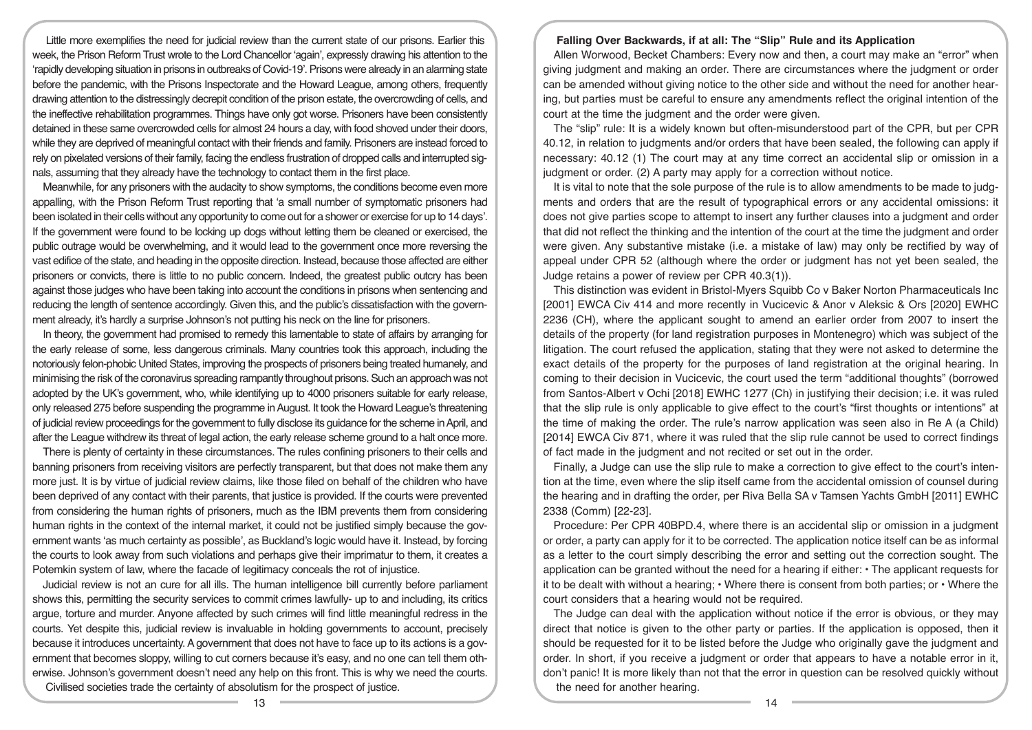Little more exemplifies the need for judicial review than the current state of our prisons. Earlier this week, the Prison Reform Trust wrote to the Lord Chancellor 'again', expressly drawing his attention to the 'rapidly developing situation in prisons in outbreaks of Covid-19'. Prisons were already in an alarming state before the pandemic, with the Prisons Inspectorate and the Howard League, among others, frequently drawing attention to the distressingly decrepit condition of the prison estate, the overcrowding of cells, and the ineffective rehabilitation programmes. Things have only got worse. Prisoners have been consistently detained in these same overcrowded cells for almost 24 hours a day, with food shoved under their doors, while they are deprived of meaningful contact with their friends and family. Prisoners are instead forced to rely on pixelated versions of their family, facing the endless frustration of dropped calls and interrupted signals, assuming that they already have the technology to contact them in the first place.

Meanwhile, for any prisoners with the audacity to show symptoms, the conditions become even more appalling, with the Prison Reform Trust reporting that 'a small number of symptomatic prisoners had been isolated in their cells without any opportunity to come out for a shower or exercise for up to 14 days'. If the government were found to be locking up dogs without letting them be cleaned or exercised, the public outrage would be overwhelming, and it would lead to the government once more reversing the vast edifice of the state, and heading in the opposite direction. Instead, because those affected are either prisoners or convicts, there is little to no public concern. Indeed, the greatest public outcry has been against those judges who have been taking into account the conditions in prisons when sentencing and reducing the length of sentence accordingly. Given this, and the public's dissatisfaction with the government already, it's hardly a surprise Johnson's not putting his neck on the line for prisoners.

In theory, the government had promised to remedy this lamentable to state of affairs by arranging for the early release of some, less dangerous criminals. Many countries took this approach, including the notoriously felon-phobic United States, improving the prospects of prisoners being treated humanely, and minimising the risk of the coronavirus spreading rampantly throughout prisons. Such an approach was not adopted by the UK's government, who, while identifying up to 4000 prisoners suitable for early release, only released 275 before suspending the programme in August. It took the Howard League's threatening of judicial review proceedings for the government to fully disclose its guidance for the scheme in April, and after the League withdrew its threat of legal action, the early release scheme ground to a halt once more.

There is plenty of certainty in these circumstances. The rules confining prisoners to their cells and banning prisoners from receiving visitors are perfectly transparent, but that does not make them any more just. It is by virtue of judicial review claims, like those filed on behalf of the children who have been deprived of any contact with their parents, that justice is provided. If the courts were prevented from considering the human rights of prisoners, much as the IBM prevents them from considering human rights in the context of the internal market, it could not be justified simply because the government wants 'as much certainty as possible', as Buckland's logic would have it. Instead, by forcing the courts to look away from such violations and perhaps give their imprimatur to them, it creates a Potemkin system of law, where the facade of legitimacy conceals the rot of injustice.

Judicial review is not an cure for all ills. The human intelligence bill currently before parliament shows this, permitting the security services to commit crimes lawfully- up to and including, its critics argue, torture and murder. Anyone affected by such crimes will find little meaningful redress in the courts. Yet despite this, judicial review is invaluable in holding governments to account, precisely because it introduces uncertainty. A government that does not have to face up to its actions is a government that becomes sloppy, willing to cut corners because it's easy, and no one can tell them otherwise. Johnson's government doesn't need any help on this front. This is why we need the courts.

Civilised societies trade the certainty of absolutism for the prospect of justice.

## Falling Over Backwards, if at all: The "Slip" Rule and its Application

Allen Worwood, Becket Chambers: Every now and then, a court may make an "error" when giving judgment and making an order. There are circumstances where the judgment or order can be amended without giving notice to the other side and without the need for another hearing, but parties must be careful to ensure any amendments reflect the original intention of the court at the time the judgment and the order were given.

The "slip" rule: It is a widely known but often-misunderstood part of the CPR, but per CPR 40.12, in relation to judgments and/or orders that have been sealed, the following can apply if necessary: 40.12 (1) The court may at any time correct an accidental slip or omission in a judgment or order. (2) A party may apply for a correction without notice.

It is vital to note that the sole purpose of the rule is to allow amendments to be made to judgments and orders that are the result of typographical errors or any accidental omissions: it does not give parties scope to attempt to insert any further clauses into a judgment and order that did not reflect the thinking and the intention of the court at the time the judgment and order were given. Any substantive mistake (i.e. a mistake of law) may only be rectified by way of appeal under CPR 52 (although where the order or judgment has not yet been sealed, the Judge retains a power of review per CPR 40.3(1)).

This distinction was evident in Bristol-Myers Squibb Co v Baker Norton Pharmaceuticals Inc [2001] EWCA Civ 414 and more recently in Vucicevic & Anor v Aleksic & Ors [2020] EWHC 2236 (CH), where the applicant sought to amend an earlier order from 2007 to insert the details of the property (for land registration purposes in Montenegro) which was subject of the litigation. The court refused the application, stating that they were not asked to determine the exact details of the property for the purposes of land registration at the original hearing. In coming to their decision in Vucicevic, the court used the term "additional thoughts" (borrowed from Santos-Albert v Ochi [2018] EWHC 1277 (Ch) in justifying their decision; i.e. it was ruled that the slip rule is only applicable to give effect to the court's "first thoughts or intentions" at the time of making the order. The rule's narrow application was seen also in Re A (a Child) [2014] EWCA Civ 871, where it was ruled that the slip rule cannot be used to correct findings of fact made in the judgment and not recited or set out in the order.

Finally, a Judge can use the slip rule to make a correction to give effect to the court's intention at the time, even where the slip itself came from the accidental omission of counsel during the hearing and in drafting the order, per Riva Bella SA v Tamsen Yachts GmbH [2011] EWHC 2338 (Comm) [22-23].

Procedure: Per CPR 40BPD.4, where there is an accidental slip or omission in a judgment or order, a party can apply for it to be corrected. The application notice itself can be as informal as a letter to the court simply describing the error and setting out the correction sought. The application can be granted without the need for a hearing if either: • The applicant requests for it to be dealt with without a hearing; • Where there is consent from both parties; or • Where the court considers that a hearing would not be required.

The Judge can deal with the application without notice if the error is obvious, or they may direct that notice is given to the other party or parties. If the application is opposed, then it should be requested for it to be listed before the Judge who originally gave the judgment and order. In short, if you receive a judgment or order that appears to have a notable error in it, don't panic! It is more likely than not that the error in question can be resolved quickly without the need for another hearing.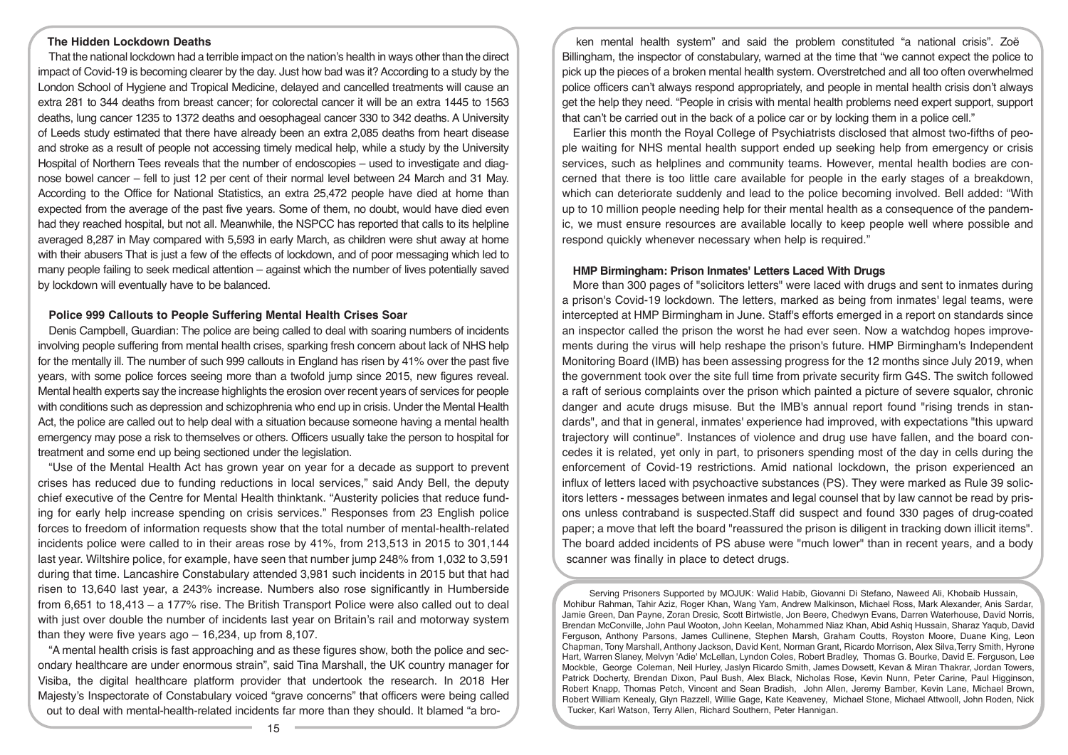### The Hidden Lockdown Deaths

That the national lockdown had a terrible impact on the nation's health in ways other than the direct impact of Covid-19 is becoming clearer by the day. Just how bad was it? According to a study by the London School of Hygiene and Tropical Medicine, delayed and cancelled treatments will cause an extra 281 to 344 deaths from breast cancer; for colorectal cancer it will be an extra 1445 to 1563 deaths, lung cancer 1235 to 1372 deaths and oesophageal cancer 330 to 342 deaths. A University of Leeds study estimated that there have already been an extra 2,085 deaths from heart disease and stroke as a result of people not accessing timely medical help, while a study by the University Hospital of Northern Tees reveals that the number of endoscopies – used to investigate and diagnose bowel cancer – fell to just 12 per cent of their normal level between 24 March and 31 May. According to the Office for National Statistics, an extra 25,472 people have died at home than expected from the average of the past five years. Some of them, no doubt, would have died even had they reached hospital, but not all. Meanwhile, the NSPCC has reported that calls to its helpline averaged 8,287 in May compared with 5,593 in early March, as children were shut away at home with their abusers That is just a few of the effects of lockdown, and of poor messaging which led to many people failing to seek medical attention – against which the number of lives potentially saved by lockdown will eventually have to be balanced.

### Police 999 Callouts to People Suffering Mental Health Crises Soar

Denis Campbell, Guardian: The police are being called to deal with soaring numbers of incidents involving people suffering from mental health crises, sparking fresh concern about lack of NHS help for the mentally ill. The number of such 999 callouts in England has risen by 41% over the past five years, with some police forces seeing more than a twofold jump since 2015, new figures reveal. Mental health experts say the increase highlights the erosion over recent years of services for people with conditions such as depression and schizophrenia who end up in crisis. Under the Mental Health Act, the police are called out to help deal with a situation because someone having a mental health emergency may pose a risk to themselves or others. Officers usually take the person to hospital for treatment and some end up being sectioned under the legislation.

"Use of the Mental Health Act has grown year on year for a decade as support to prevent crises has reduced due to funding reductions in local services," said Andy Bell, the deputy chief executive of the Centre for Mental Health thinktank. "Austerity policies that reduce funding for early help increase spending on crisis services." Responses from 23 English police forces to freedom of information requests show that the total number of mental-health-related incidents police were called to in their areas rose by 41%, from 213,513 in 2015 to 301,144 last year. Wiltshire police, for example, have seen that number jump 248% from 1,032 to 3,591 during that time. Lancashire Constabulary attended 3,981 such incidents in 2015 but that had risen to 13,640 last year, a 243% increase. Numbers also rose significantly in Humberside from 6,651 to 18,413 – a 177% rise. The British Transport Police were also called out to deal with just over double the number of incidents last year on Britain's rail and motorway system than they were five years ago – 16,234, up from 8,107.

"A mental health crisis is fast approaching and as these figures show, both the police and secondary healthcare are under enormous strain", said Tina Marshall, the UK country manager for Visiba, the digital healthcare platform provider that undertook the research. In 2018 Her Majesty's Inspectorate of Constabulary voiced "grave concerns" that officers were being called out to deal with mental-health-related incidents far more than they should. It blamed "a broken mental health system" and said the problem constituted "a national crisis". Zoë Billingham, the inspector of constabulary, warned at the time that "we cannot expect the police to pick up the pieces of a broken mental health system. Overstretched and all too often overwhelmed police officers can't always respond appropriately, and people in mental health crisis don't always get the help they need. "People in crisis with mental health problems need expert support, support that can't be carried out in the back of a police car or by locking them in a police cell."

Earlier this month the Royal College of Psychiatrists disclosed that almost two-fifths of people waiting for NHS mental health support ended up seeking help from emergency or crisis services, such as helplines and community teams. However, mental health bodies are concerned that there is too little care available for people in the early stages of a breakdown, which can deteriorate suddenly and lead to the police becoming involved. Bell added: "With up to 10 million people needing help for their mental health as a consequence of the pandemic, we must ensure resources are available locally to keep people well where possible and respond quickly whenever necessary when help is required."

### HMP Birmingham: Prison Inmates' Letters Laced With Drugs

More than 300 pages of "solicitors letters" were laced with drugs and sent to inmates during a prison's Covid-19 lockdown. The letters, marked as being from inmates' legal teams, were intercepted at HMP Birmingham in June. Staff's efforts emerged in a report on standards since an inspector called the prison the worst he had ever seen. Now a watchdog hopes improvements during the virus will help reshape the prison's future. HMP Birmingham's Independent Monitoring Board (IMB) has been assessing progress for the 12 months since July 2019, when the government took over the site full time from private security firm G4S. The switch followed a raft of serious complaints over the prison which painted a picture of severe squalor, chronic danger and acute drugs misuse. But the IMB's annual report found "rising trends in standards", and that in general, inmates' experience had improved, with expectations "this upward trajectory will continue". Instances of violence and drug use have fallen, and the board concedes it is related, yet only in part, to prisoners spending most of the day in cells during the enforcement of Covid-19 restrictions. Amid national lockdown, the prison experienced an influx of letters laced with psychoactive substances (PS). They were marked as Rule 39 solicitors letters - messages between inmates and legal counsel that by law cannot be read by prisons unless contraband is suspected.Staff did suspect and found 330 pages of drug-coated paper; a move that left the board "reassured the prison is diligent in tracking down illicit items". The board added incidents of PS abuse were "much lower" than in recent years, and a body scanner was finally in place to detect drugs.

Serving Prisoners Supported by MOJUK: Walid Habib, Giovanni Di Stefano, Naweed Ali, Khobaib Hussain, Mohibur Rahman, Tahir Aziz, Roger Khan, Wang Yam, Andrew Malkinson, Michael Ross, Mark Alexander, Anis Sardar, Jamie Green, Dan Payne, Zoran Dresic, Scott Birtwistle, Jon Beere, Chedwyn Evans, Darren Waterhouse, David Norris, Brendan McConville, John Paul Wooton, John Keelan, Mohammed Niaz Khan, Abid Ashiq Hussain, Sharaz Yaqub, David Ferguson, Anthony Parsons, James Cullinene, Stephen Marsh, Graham Coutts, Royston Moore, Duane King, Leon Chapman, Tony Marshall, Anthony Jackson, David Kent, Norman Grant, Ricardo Morrison, Alex Silva,Terry Smith, Hyrone Hart, Warren Slaney, Melvyn 'Adie' McLellan, Lyndon Coles, Robert Bradley, Thomas G. Bourke, David E. Ferguson, Lee Mockble, George Coleman, Neil Hurley, Jaslyn Ricardo Smith, James Dowsett, Kevan & Miran Thakrar, Jordan Towers, Patrick Docherty, Brendan Dixon, Paul Bush, Alex Black, Nicholas Rose, Kevin Nunn, Peter Carine, Paul Higginson, Robert Knapp, Thomas Petch, Vincent and Sean Bradish, John Allen, Jeremy Bamber, Kevin Lane, Michael Brown, Robert William Kenealy, Glyn Razzell, Willie Gage, Kate Keaveney, Michael Stone, Michael Attwooll, John Roden, Nick Tucker, Karl Watson, Terry Allen, Richard Southern, Peter Hannigan.